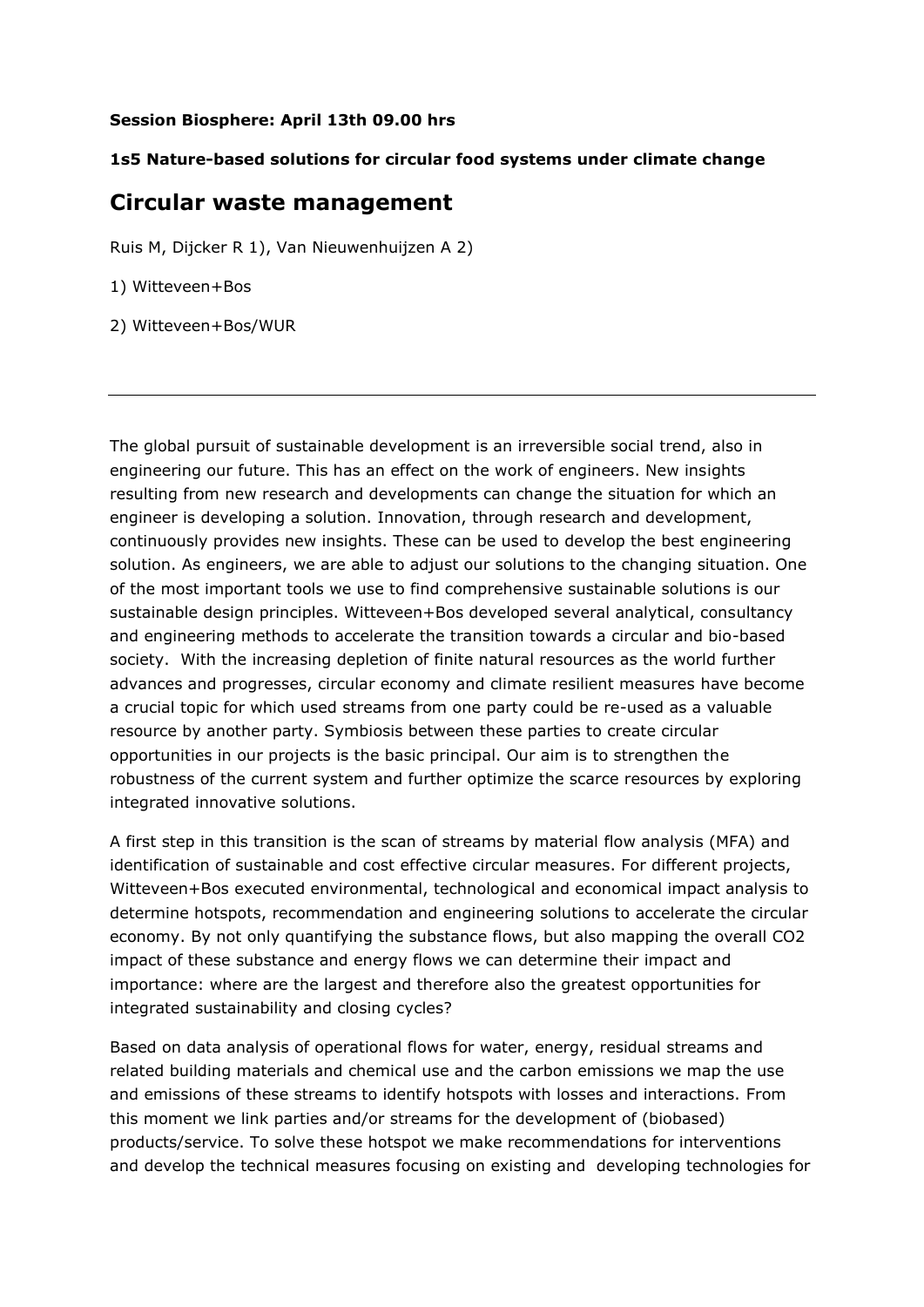**Session Biosphere: April 13th 09.00 hrs**

**1s5 Nature-based solutions for circular food systems under climate change**

# Circular waste management

Ruis M, Dijcker R 1), Van Nieuwenhuijzen A 2)

1) Witteveen+Bos

2) Witteveen+Bos/WUR

---

The global pursuit of sustainable development is an irreversible social trend, also in engineering our future. This has an effect on the work of engineers. New insights resulting from new research and developments can change the situation for which an engineer is developing a solution. Innovation, through research and development, continuously provides new insights. These can be used to develop the best engineering solution. As engineers, we are able to adjust our solutions to the changing situation. One of the most important tools we use to find comprehensive sustainable solutions is our sustainable design principles. Witteveen+Bos developed several analytical, consultancy and engineering methods to accelerate the transition towards a circular and bio-based society. With the increasing depletion of finite natural resources as the world further advances and progresses, circular economy and climate resilient measures have become a crucial topic for which used streams from one party could be re-used as a valuable resource by another party. Symbiosis between these parties to create circular opportunities in our projects is the basic principal. Our aim is to strengthen the robustness of the current system and further optimize the scarce resources by exploring integrated innovative solutions.

A first step in this transition is the scan of streams by material flow analysis (MFA) and identification of sustainable and cost effective circular measures. For different projects, Witteveen+Bos executed environmental, technological and economical impact analysis to determine hotspots, recommendation and engineering solutions to accelerate the circular economy. By not only quantifying the substance flows, but also mapping the overall $CO_2$ impact of these substance and energy flows we can determine their impact and importance: where are the largest and therefore also the greatest opportunities for integrated sustainability and closing cycles?

Based on data analysis of operational flows for water, energy, residual streams and related building materials and chemical use and the carbon emissions we map the use and emissions of these streams to identify hotspots with losses and interactions. From this moment we link parties and/or streams for the development of (biobased) products/service. To solve these hotspot we make recommendations for interventions and develop the technical measures focusing on existing and developing technologies for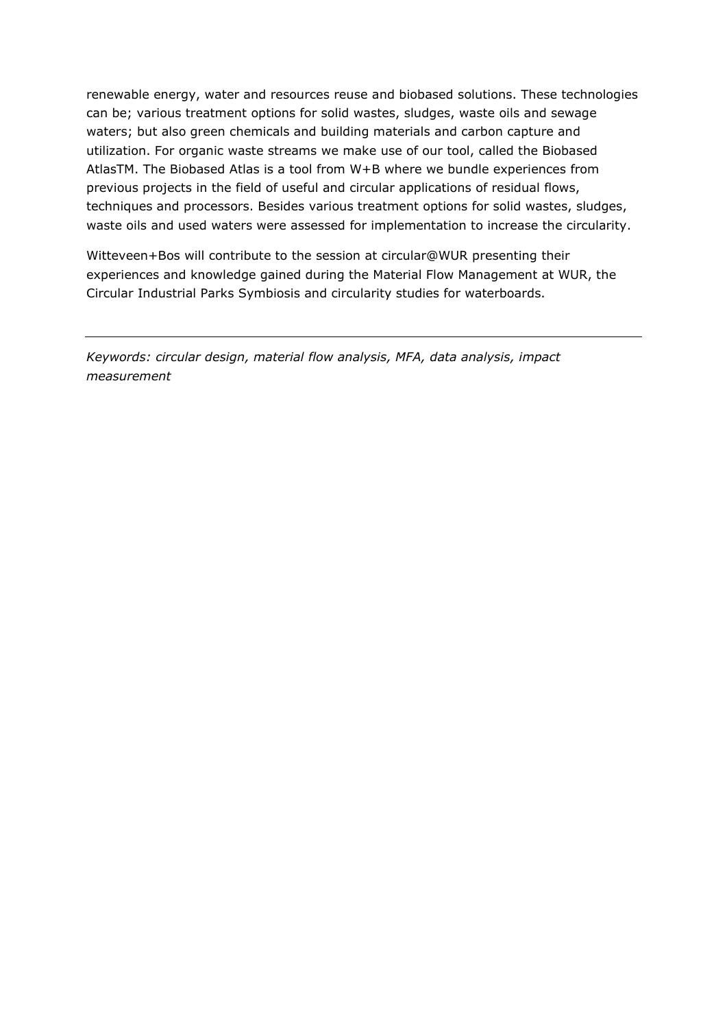renewable energy, water and resources reuse and biobased solutions. These technologies can be; various treatment options for solid wastes, sludges, waste oils and sewage waters; but also green chemicals and building materials and carbon capture and utilization. For organic waste streams we make use of our tool, called the Biobased AtlasTM. The Biobased Atlas is a tool from W+B where we bundle experiences from previous projects in the field of useful and circular applications of residual flows, techniques and processors. Besides various treatment options for solid wastes, sludges, waste oils and used waters were assessed for implementation to increase the circularity.

Witteveen+Bos will contribute to the session at circular@WUR presenting their experiences and knowledge gained during the Material Flow Management at WUR, the Circular Industrial Parks Symbiosis and circularity studies for waterboards.

---

*Keywords: circular design, material flow analysis, MFA, data analysis, impact measurement*